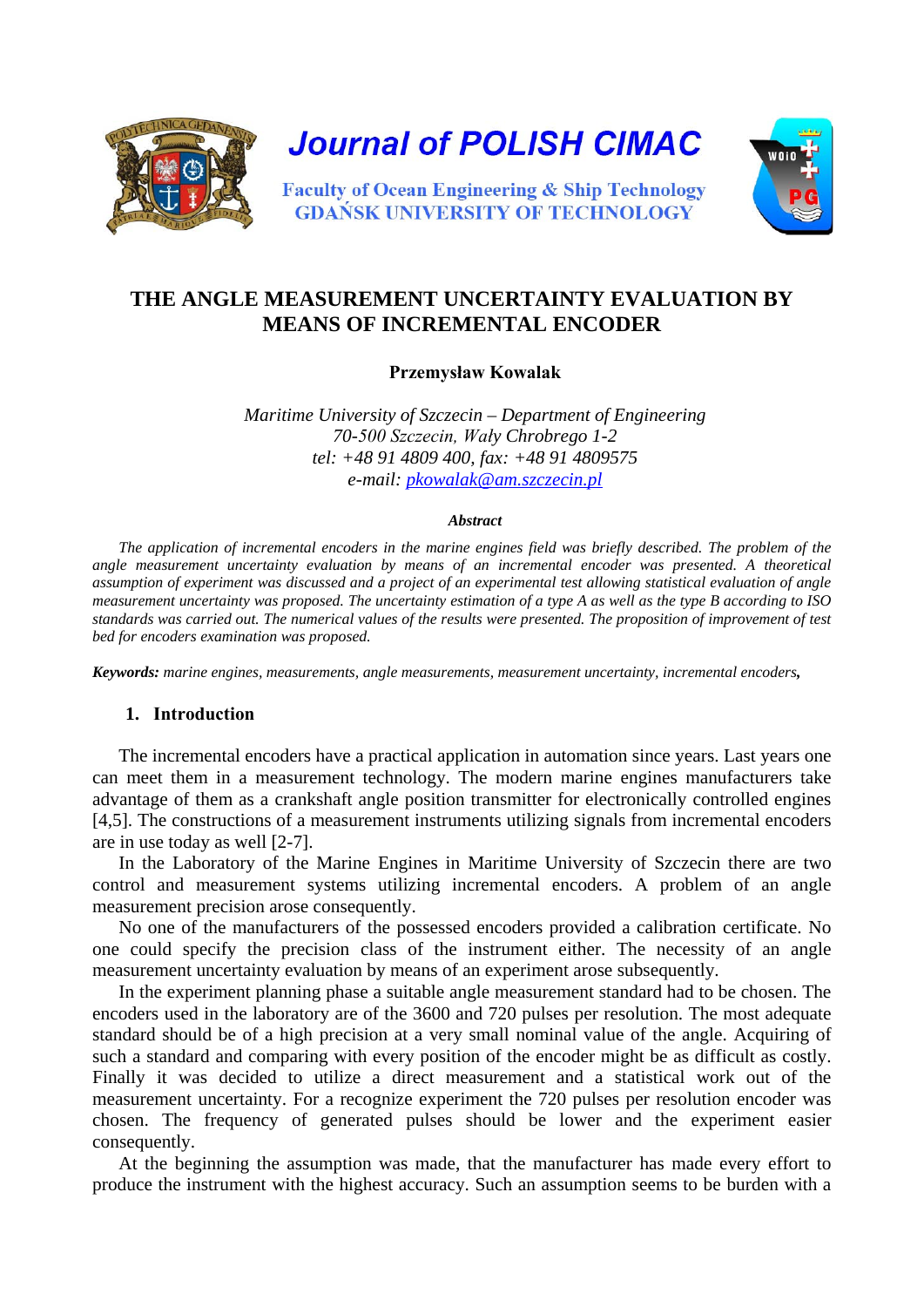Journal of POLISH CIMAC

Faculty of Ocean Engineering & Ship Technology
GDAŃSK UNIVERSITY OF TECHNOLOGY

# THE ANGLE MEASUREMENT UNCERTAINTY EVALUATION BY MEANS OF INCREMENTAL ENCODER

**Przemysław Kowalak**

*Maritime University of Szczecin – Department of Engineering*
*70-500 Szczecin, Wały Chrobrego 1-2*
*tel: +48 91 4809 400, fax: +48 91 4809575*
*e-mail: pkowalak@am.szczecin.pl*

***Abstract***

*The application of incremental encoders in the marine engines field was briefly described. The problem of the angle measurement uncertainty evaluation by means of an incremental encoder was presented. A theoretical assumption of experiment was discussed and a project of an experimental test allowing statistical evaluation of angle measurement uncertainty was proposed. The uncertainty estimation of a type A as well as the type B according to ISO standards was carried out. The numerical values of the results were presented. The proposition of improvement of test bed for encoders examination was proposed.*

***Keywords:*** *marine engines, measurements, angle measurements, measurement uncertainty, incremental encoders,*

## 1. Introduction

The incremental encoders have a practical application in automation since years. Last years one can meet them in a measurement technology. The modern marine engines manufacturers take advantage of them as a crankshaft angle position transmitter for electronically controlled engines [4,5]. The constructions of a measurement instruments utilizing signals from incremental encoders are in use today as well [2-7].

In the Laboratory of the Marine Engines in Maritime University of Szczecin there are two control and measurement systems utilizing incremental encoders. A problem of an angle measurement precision arose consequently.

No one of the manufacturers of the possessed encoders provided a calibration certificate. No one could specify the precision class of the instrument either. The necessity of an angle measurement uncertainty evaluation by means of an experiment arose subsequently.

In the experiment planning phase a suitable angle measurement standard had to be chosen. The encoders used in the laboratory are of the 3600 and 720 pulses per resolution. The most adequate standard should be of a high precision at a very small nominal value of the angle. Acquiring of such a standard and comparing with every position of the encoder might be as difficult as costly. Finally it was decided to utilize a direct measurement and a statistical work out of the measurement uncertainty. For a recognize experiment the 720 pulses per resolution encoder was chosen. The frequency of generated pulses should be lower and the experiment easier consequently.

At the beginning the assumption was made, that the manufacturer has made every effort to produce the instrument with the highest accuracy. Such an assumption seems to be burden with a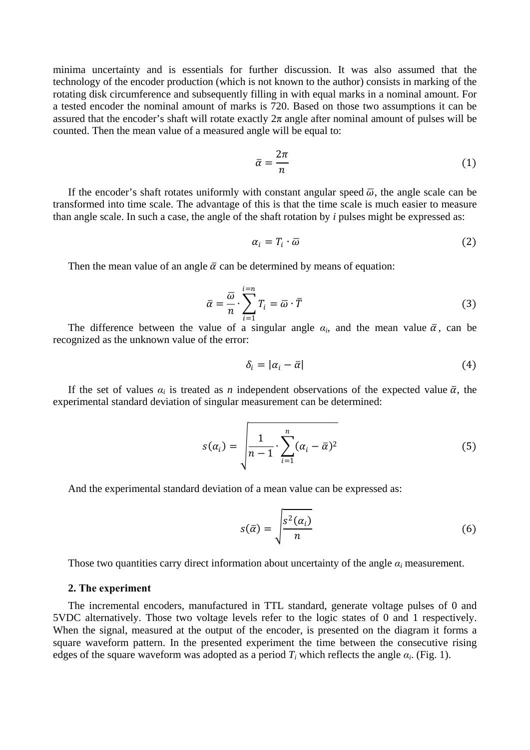minima uncertainty and is essentials for further discussion. It was also assumed that the technology of the encoder production (which is not known to the author) consists in marking of the rotating disk circumference and subsequently filling in with equal marks in a nominal amount. For a tested encoder the nominal amount of marks is 720. Based on those two assumptions it can be assured that the encoder's shaft will rotate exactly $2\pi$ angle after nominal amount of pulses will be counted. Then the mean value of a measured angle will be equal to:

$$\bar{\alpha} = \frac{2\pi}{n} \tag{1}$$

If the encoder's shaft rotates uniformly with constant angular speed $\bar{\omega}$, the angle scale can be transformed into time scale. The advantage of this is that the time scale is much easier to measure than angle scale. In such a case, the angle of the shaft rotation by *i* pulses might be expressed as:

$$\alpha_i = T_i \cdot \bar{\omega} \tag{2}$$

Then the mean value of an angle $\bar{\alpha}$ can be determined by means of equation:

$$\bar{\alpha} = \frac{\bar{\omega}}{n} \cdot \sum_{i=1}^{i=n} T_i = \bar{\omega} \cdot \bar{T} \tag{3}$$

The difference between the value of a singular angle $\alpha_i$, and the mean value $\bar{\alpha}$, can be recognized as the unknown value of the error:

$$\delta_i = |\alpha_i - \bar{\alpha}| \tag{4}$$

If the set of values $\alpha_i$ is treated as *n* independent observations of the expected value $\bar{\alpha}$, the experimental standard deviation of singular measurement can be determined:

$$s(\alpha_i) = \sqrt{\frac{1}{n-1} \cdot \sum_{i=1}^{n} (\alpha_i - \bar{\alpha})^2} \tag{5}$$

And the experimental standard deviation of a mean value can be expressed as:

$$s(\bar{\alpha}) = \sqrt{\frac{s^2(\alpha_i)}{n}} \tag{6}$$

Those two quantities carry direct information about uncertainty of the angle $\alpha_i$ measurement.

## 2. The experiment

The incremental encoders, manufactured in TTL standard, generate voltage pulses of 0 and 5VDC alternatively. Those two voltage levels refer to the logic states of 0 and 1 respectively. When the signal, measured at the output of the encoder, is presented on the diagram it forms a square waveform pattern. In the presented experiment the time between the consecutive rising edges of the square waveform was adopted as a period $T_i$ which reflects the angle $\alpha_i$. (Fig. 1).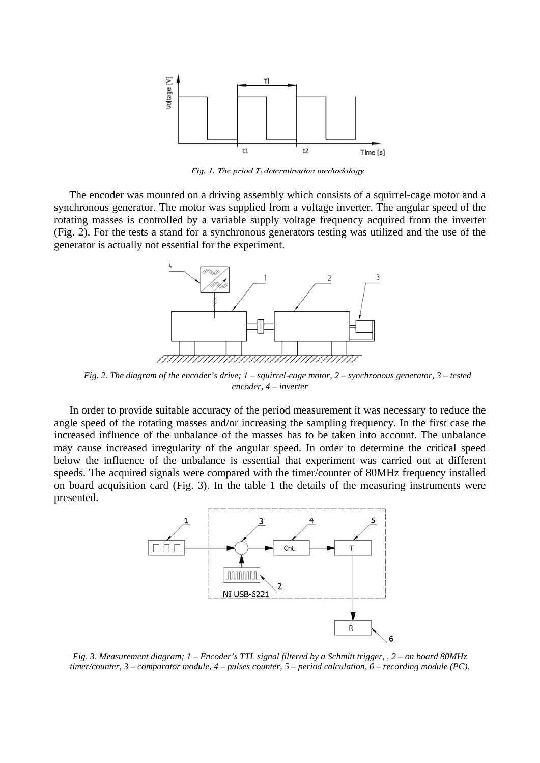*Fig. 1. The priod $T_i$ determination methodology*

The encoder was mounted on a driving assembly which consists of a squirrel-cage motor and a synchronous generator. The motor was supplied from a voltage inverter. The angular speed of the rotating masses is controlled by a variable supply voltage frequency acquired from the inverter (Fig. 2). For the tests a stand for a synchronous generators testing was utilized and the use of the generator is actually not essential for the experiment.

*Fig. 2. The diagram of the encoder's drive; 1 – squirrel-cage motor, 2 – synchronous generator, 3 – tested encoder, 4 – inverter*

In order to provide suitable accuracy of the period measurement it was necessary to reduce the angle speed of the rotating masses and/or increasing the sampling frequency. In the first case the increased influence of the unbalance of the masses has to be taken into account. The unbalance may cause increased irregularity of the angular speed. In order to determine the critical speed below the influence of the unbalance is essential that experiment was carried out at different speeds. The acquired signals were compared with the timer/counter of 80MHz frequency installed on board acquisition card (Fig. 3). In the table 1 the details of the measuring instruments were presented.

*Fig. 3. Measurement diagram; 1 – Encoder's TTL signal filtered by a Schmitt trigger, , 2 – on board 80MHz timer/counter, 3 – comparator module, 4 – pulses counter, 5 – period calculation, 6 – recording module (PC).*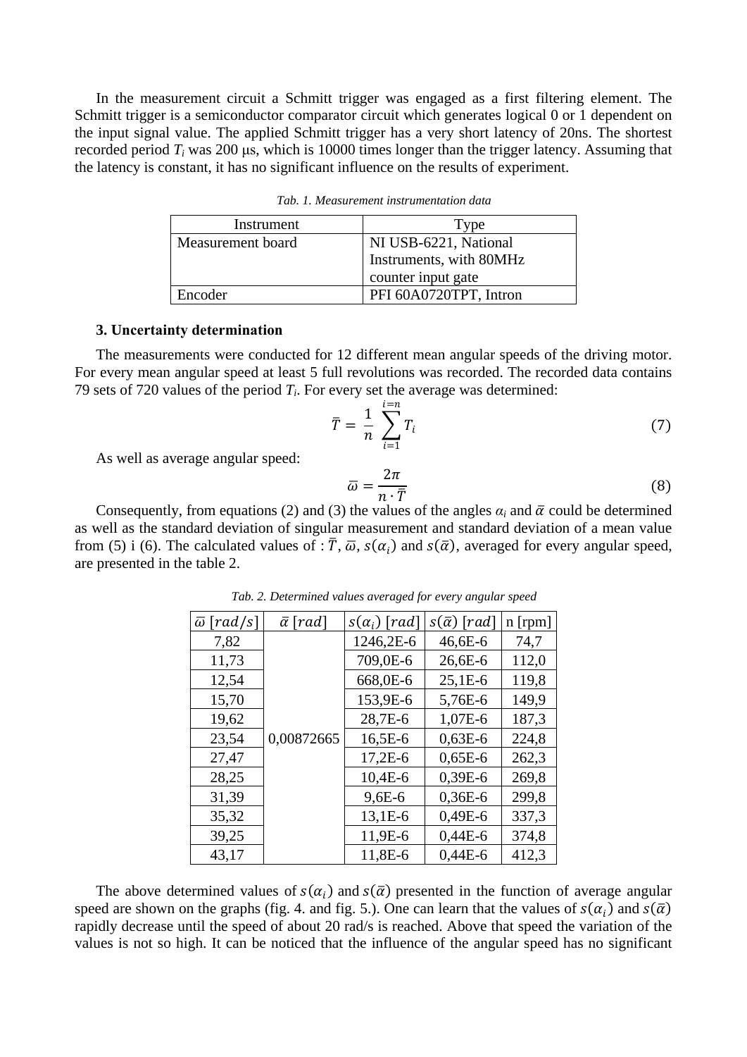In the measurement circuit a Schmitt trigger was engaged as a first filtering element. The Schmitt trigger is a semiconductor comparator circuit which generates logical 0 or 1 dependent on the input signal value. The applied Schmitt trigger has a very short latency of 20ns. The shortest recorded period $T_i$ was 200 μs, which is 10000 times longer than the trigger latency. Assuming that the latency is constant, it has no significant influence on the results of experiment.

*Tab. 1. Measurement instrumentation data*

| Instrument | Type |
|---|---|
| Measurement board | NI USB-6221, National Instruments, with 80MHz counter input gate |
| Encoder | PFI 60A0720TPT, Intron |

### 3. Uncertainty determination

The measurements were conducted for 12 different mean angular speeds of the driving motor. For every mean angular speed at least 5 full revolutions was recorded. The recorded data contains 79 sets of 720 values of the period $T_i$. For every set the average was determined:

$$\bar{T} = \frac{1}{n} \sum_{i=1}^{i=n} T_i \tag{7}$$

As well as average angular speed:

$$\bar{\omega} = \frac{2\pi}{n \cdot \bar{T}} \tag{8}$$

Consequently, from equations (2) and (3) the values of the angles $\alpha_i$ and $\bar{\alpha}$ could be determined as well as the standard deviation of singular measurement and standard deviation of a mean value from (5) i (6). The calculated values of : $\bar{T}$, $\bar{\omega}$, $s(\alpha_i)$ and $s(\bar{\alpha})$, averaged for every angular speed, are presented in the table 2.

*Tab. 2. Determined values averaged for every angular speed*

| $\bar{\omega}$ $[rad/s]$ | $\bar{\alpha}$ $[rad]$ | $s(\alpha_i)$ $[rad]$ | $s(\bar{\alpha})$ $[rad]$ | n [rpm] |
|---|---|---|---|---|
| 7,82 | 0,00872665 | 1246,2E-6 | 46,6E-6 | 74,7 |
| 11,73 | | 709,0E-6 | 26,6E-6 | 112,0 |
| 12,54 | | 668,0E-6 | 25,1E-6 | 119,8 |
| 15,70 | | 153,9E-6 | 5,76E-6 | 149,9 |
| 19,62 | | 28,7E-6 | 1,07E-6 | 187,3 |
| 23,54 | | 16,5E-6 | 0,63E-6 | 224,8 |
| 27,47 | | 17,2E-6 | 0,65E-6 | 262,3 |
| 28,25 | | 10,4E-6 | 0,39E-6 | 269,8 |
| 31,39 | | 9,6E-6 | 0,36E-6 | 299,8 |
| 35,32 | | 13,1E-6 | 0,49E-6 | 337,3 |
| 39,25 | | 11,9E-6 | 0,44E-6 | 374,8 |
| 43,17 | | 11,8E-6 | 0,44E-6 | 412,3 |

The above determined values of $s(\alpha_i)$ and $s(\bar{\alpha})$ presented in the function of average angular speed are shown on the graphs (fig. 4. and fig. 5.). One can learn that the values of $s(\alpha_i)$ and $s(\bar{\alpha})$ rapidly decrease until the speed of about 20 rad/s is reached. Above that speed the variation of the values is not so high. It can be noticed that the influence of the angular speed has no significant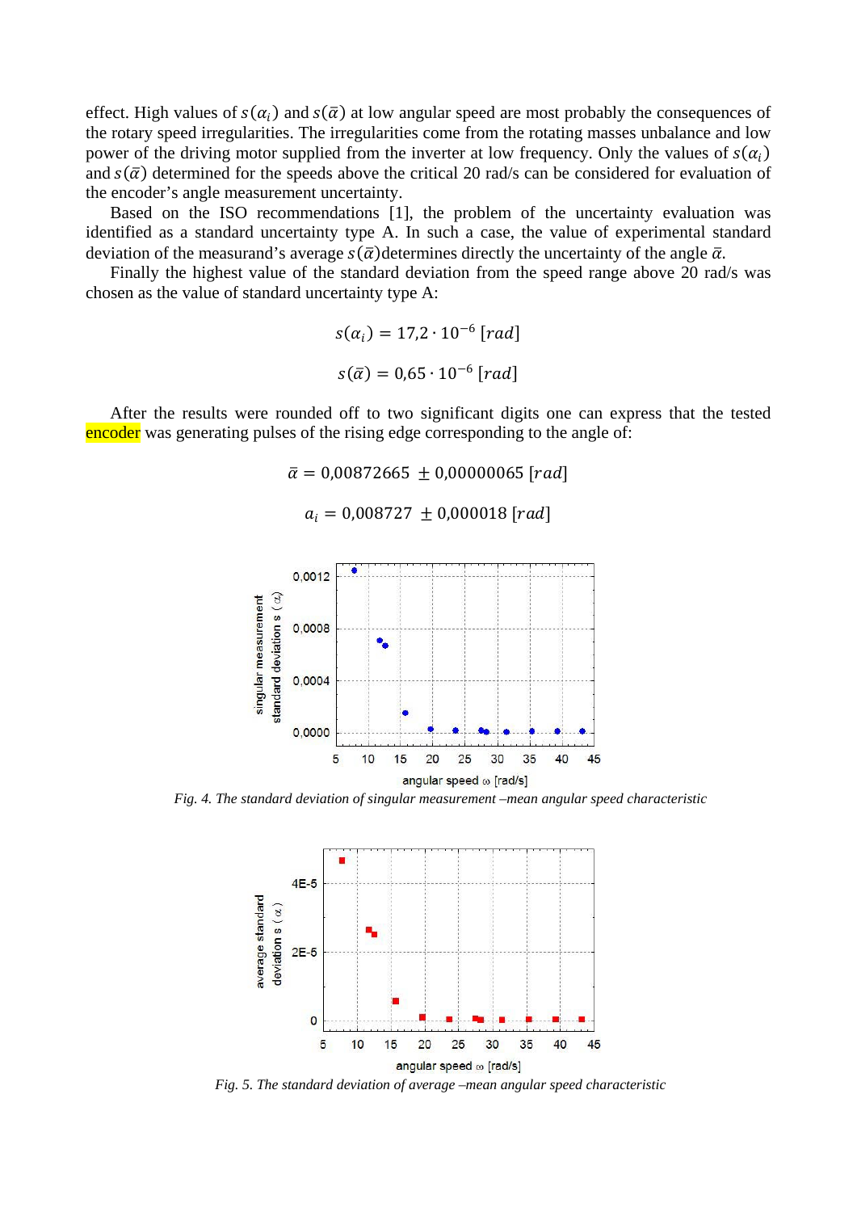effect. High values of $s(\alpha_i)$ and $s(\bar{\alpha})$ at low angular speed are most probably the consequences of the rotary speed irregularities. The irregularities come from the rotating masses unbalance and low power of the driving motor supplied from the inverter at low frequency. Only the values of $s(\alpha_i)$ and $s(\bar{\alpha})$ determined for the speeds above the critical 20 rad/s can be considered for evaluation of the encoder's angle measurement uncertainty.

Based on the ISO recommendations [1], the problem of the uncertainty evaluation was identified as a standard uncertainty type A. In such a case, the value of experimental standard deviation of the measurand's average $s(\bar{\alpha})$ determines directly the uncertainty of the angle $\bar{\alpha}$.

Finally the highest value of the standard deviation from the speed range above 20 rad/s was chosen as the value of standard uncertainty type A:

$$s(\alpha_i) = 17{,}2 \cdot 10^{-6}\ [rad]$$

$$s(\bar{\alpha}) = 0{,}65 \cdot 10^{-6}\ [rad]$$

After the results were rounded off to two significant digits one can express that the tested encoder was generating pulses of the rising edge corresponding to the angle of:

$$\bar{\alpha} = 0{,}00872665\ \pm 0{,}00000065\ [rad]$$

$$a_i = 0{,}008727\ \pm 0{,}000018\ [rad]$$

*Fig. 4. The standard deviation of singular measurement –mean angular speed characteristic*

*Fig. 5. The standard deviation of average –mean angular speed characteristic*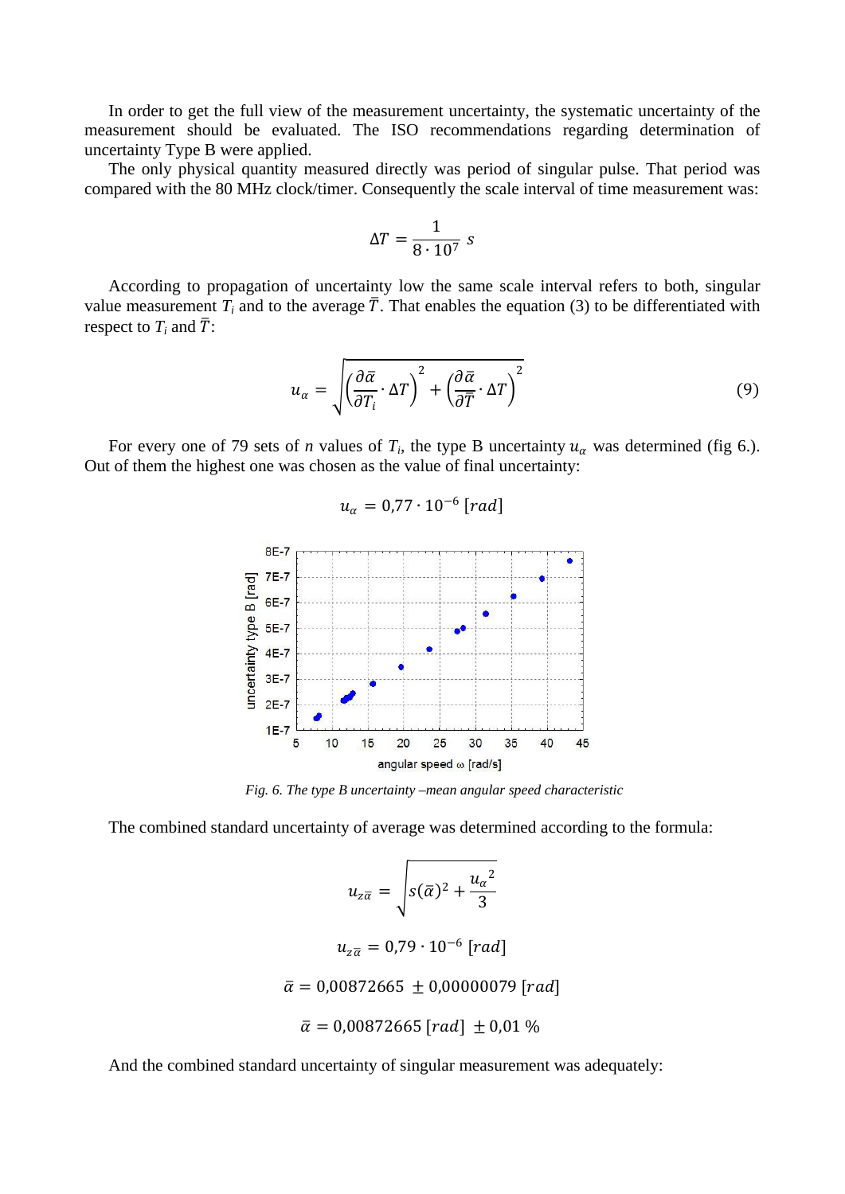In order to get the full view of the measurement uncertainty, the systematic uncertainty of the measurement should be evaluated. The ISO recommendations regarding determination of uncertainty Type B were applied.

The only physical quantity measured directly was period of singular pulse. That period was compared with the 80 MHz clock/timer. Consequently the scale interval of time measurement was:

$$\Delta T = \frac{1}{8 \cdot 10^7}\ s$$

According to propagation of uncertainty low the same scale interval refers to both, singular value measurement $T_i$ and to the average $\bar{T}$. That enables the equation (3) to be differentiated with respect to $T_i$ and $\bar{T}$:

$$u_\alpha = \sqrt{\left(\frac{\partial \bar{\alpha}}{\partial T_i} \cdot \Delta T\right)^2 + \left(\frac{\partial \bar{\alpha}}{\partial \bar{T}} \cdot \Delta T\right)^2} \tag{9}$$

For every one of 79 sets of $n$ values of $T_i$, the type B uncertainty $u_\alpha$ was determined (fig 6.). Out of them the highest one was chosen as the value of final uncertainty:

$$u_\alpha = 0{,}77 \cdot 10^{-6}\ [rad]$$

*Fig. 6. The type B uncertainty –mean angular speed characteristic*

The combined standard uncertainty of average was determined according to the formula:

$$u_{z\bar{\alpha}} = \sqrt{s(\bar{\alpha})^2 + \frac{{u_\alpha}^2}{3}}$$

$$u_{z\bar{\alpha}} = 0{,}79 \cdot 10^{-6}\ [rad]$$

$$\bar{\alpha} = 0{,}00872665\ \pm 0{,}00000079\ [rad]$$

$$\bar{\alpha} = 0{,}00872665\ [rad]\ \pm 0{,}01\ \%$$

And the combined standard uncertainty of singular measurement was adequately: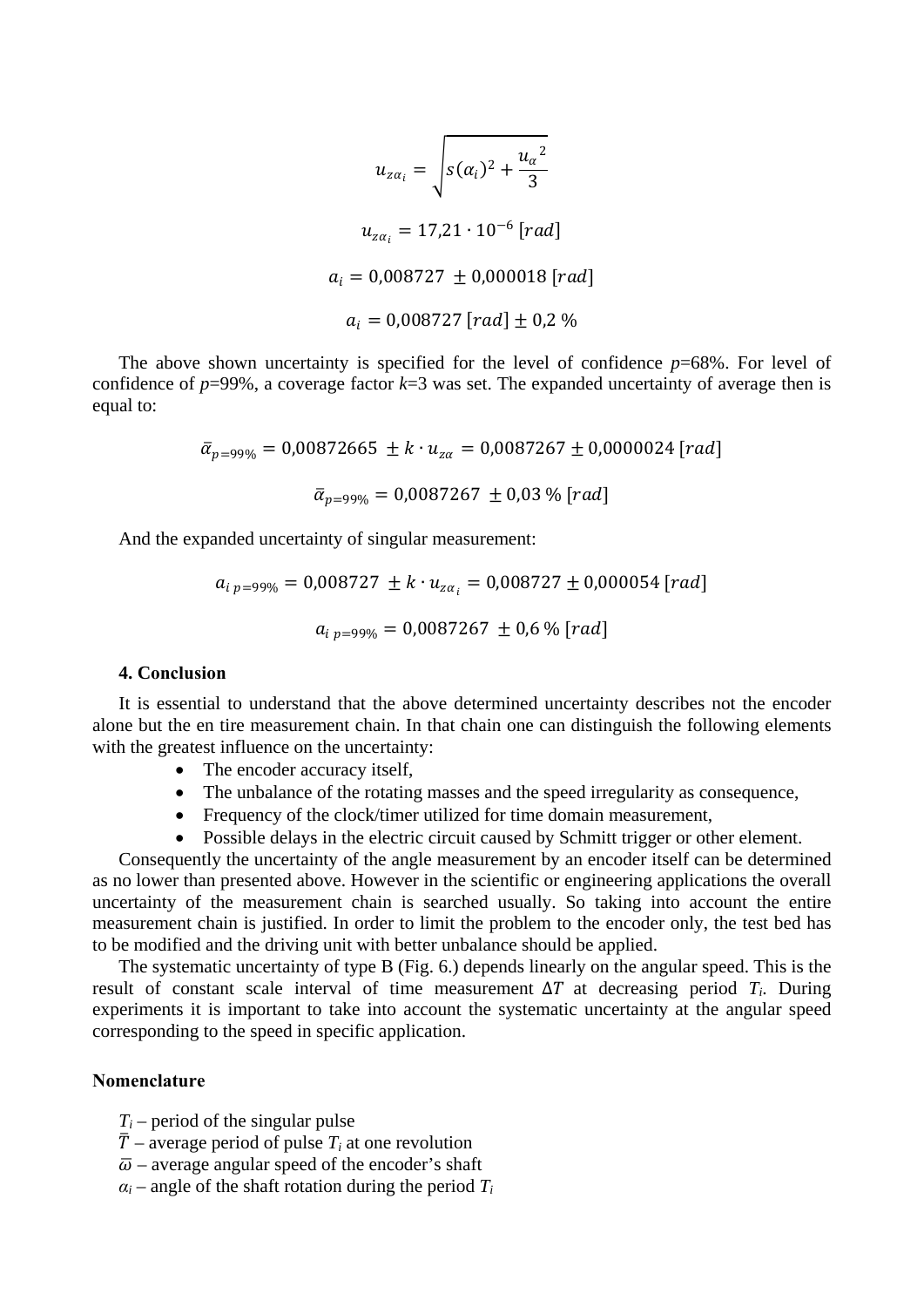$$u_{z\alpha_i} = \sqrt{s(\alpha_i)^2 + \frac{{u_\alpha}^2}{3}}$$

$$u_{z\alpha_i} = 17{,}21 \cdot 10^{-6}\ [rad]$$

$$a_i = 0{,}008727\ \pm 0{,}000018\ [rad]$$

$$a_i = 0{,}008727\ [rad] \pm 0{,}2\ \%$$

The above shown uncertainty is specified for the level of confidence *p*=68%. For level of confidence of *p*=99%, a coverage factor *k*=3 was set. The expanded uncertainty of average then is equal to:

$$\bar{\alpha}_{p=99\%} = 0{,}00872665\ \pm k \cdot u_{z\alpha} = 0{,}0087267 \pm 0{,}0000024\ [rad]$$

$$\bar{\alpha}_{p=99\%} = 0{,}0087267\ \pm 0{,}03\ \%\ [rad]$$

And the expanded uncertainty of singular measurement:

$$a_{i\ p=99\%} = 0{,}008727\ \pm k \cdot u_{z\alpha_i} = 0{,}008727 \pm 0{,}000054\ [rad]$$

$$a_{i\ p=99\%} = 0{,}0087267\ \pm 0{,}6\ \%\ [rad]$$

**4. Conclusion**

It is essential to understand that the above determined uncertainty describes not the encoder alone but the en tire measurement chain. In that chain one can distinguish the following elements with the greatest influence on the uncertainty:

- The encoder accuracy itself,
- The unbalance of the rotating masses and the speed irregularity as consequence,
- Frequency of the clock/timer utilized for time domain measurement,
- Possible delays in the electric circuit caused by Schmitt trigger or other element.

Consequently the uncertainty of the angle measurement by an encoder itself can be determined as no lower than presented above. However in the scientific or engineering applications the overall uncertainty of the measurement chain is searched usually. So taking into account the entire measurement chain is justified. In order to limit the problem to the encoder only, the test bed has to be modified and the driving unit with better unbalance should be applied.

The systematic uncertainty of type B (Fig. 6.) depends linearly on the angular speed. This is the result of constant scale interval of time measurement $\Delta T$ at decreasing period $T_i$. During experiments it is important to take into account the systematic uncertainty at the angular speed corresponding to the speed in specific application.

**Nomenclature**

$T_i$ – period of the singular pulse
$\bar{T}$ – average period of pulse $T_i$ at one revolution
$\bar{\omega}$ – average angular speed of the encoder's shaft
$\alpha_i$ – angle of the shaft rotation during the period $T_i$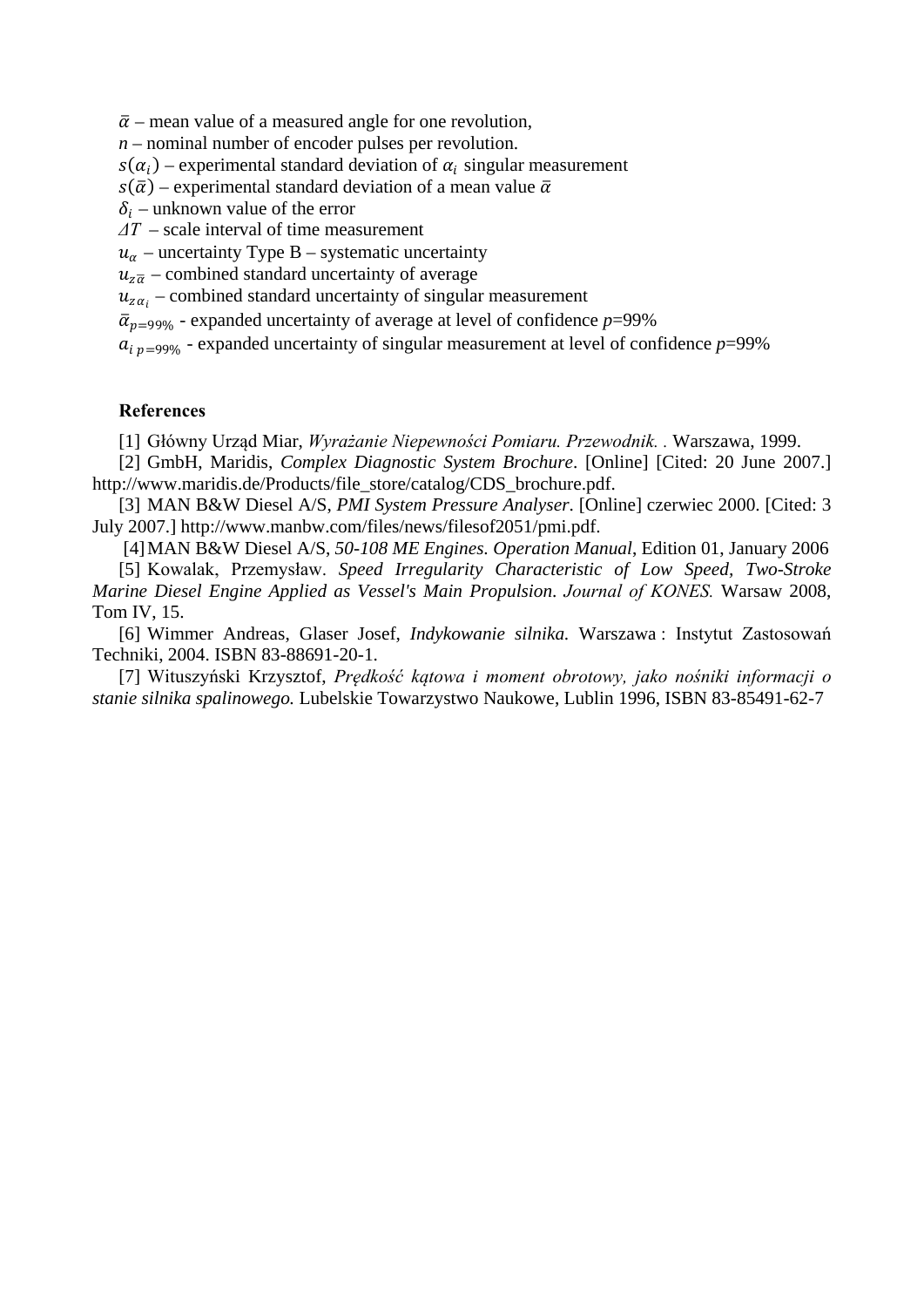$\bar{\alpha}$ – mean value of a measured angle for one revolution,

*n* – nominal number of encoder pulses per revolution.

$s(\alpha_i)$ – experimental standard deviation of $\alpha_i$ singular measurement

$s(\bar{\alpha})$ – experimental standard deviation of a mean value $\bar{\alpha}$

$\delta_i$ – unknown value of the error

$\Delta T$ – scale interval of time measurement

$u_\alpha$ – uncertainty Type B – systematic uncertainty

$u_{z\bar{\alpha}}$ – combined standard uncertainty of average

$u_{z\alpha_i}$ – combined standard uncertainty of singular measurement

$\bar{\alpha}_{p=99\%}$ - expanded uncertainty of average at level of confidence *p*=99%

$\alpha_{i\ p=99\%}$ - expanded uncertainty of singular measurement at level of confidence *p*=99%

**References**

[1] Główny Urząd Miar, *Wyrażanie Niepewności Pomiaru. Przewodnik. .* Warszawa, 1999.

[2] GmbH, Maridis, *Complex Diagnostic System Brochure*. [Online] [Cited: 20 June 2007.] http://www.maridis.de/Products/file_store/catalog/CDS_brochure.pdf.

[3] MAN B&W Diesel A/S, *PMI System Pressure Analyser*. [Online] czerwiec 2000. [Cited: 3 July 2007.] http://www.manbw.com/files/news/filesof2051/pmi.pdf.

[4] MAN B&W Diesel A/S, *50-108 ME Engines. Operation Manual*, Edition 01, January 2006

[5] Kowalak, Przemysław. *Speed Irregularity Characteristic of Low Speed, Two-Stroke Marine Diesel Engine Applied as Vessel's Main Propulsion*. *Journal of KONES.* Warsaw 2008, Tom IV, 15.

[6] Wimmer Andreas, Glaser Josef, *Indykowanie silnika.* Warszawa : Instytut Zastosowań Techniki, 2004. ISBN 83-88691-20-1.

[7] Wituszyński Krzysztof, *Prędkość kątowa i moment obrotowy, jako nośniki informacji o stanie silnika spalinowego.* Lubelskie Towarzystwo Naukowe, Lublin 1996, ISBN 83-85491-62-7